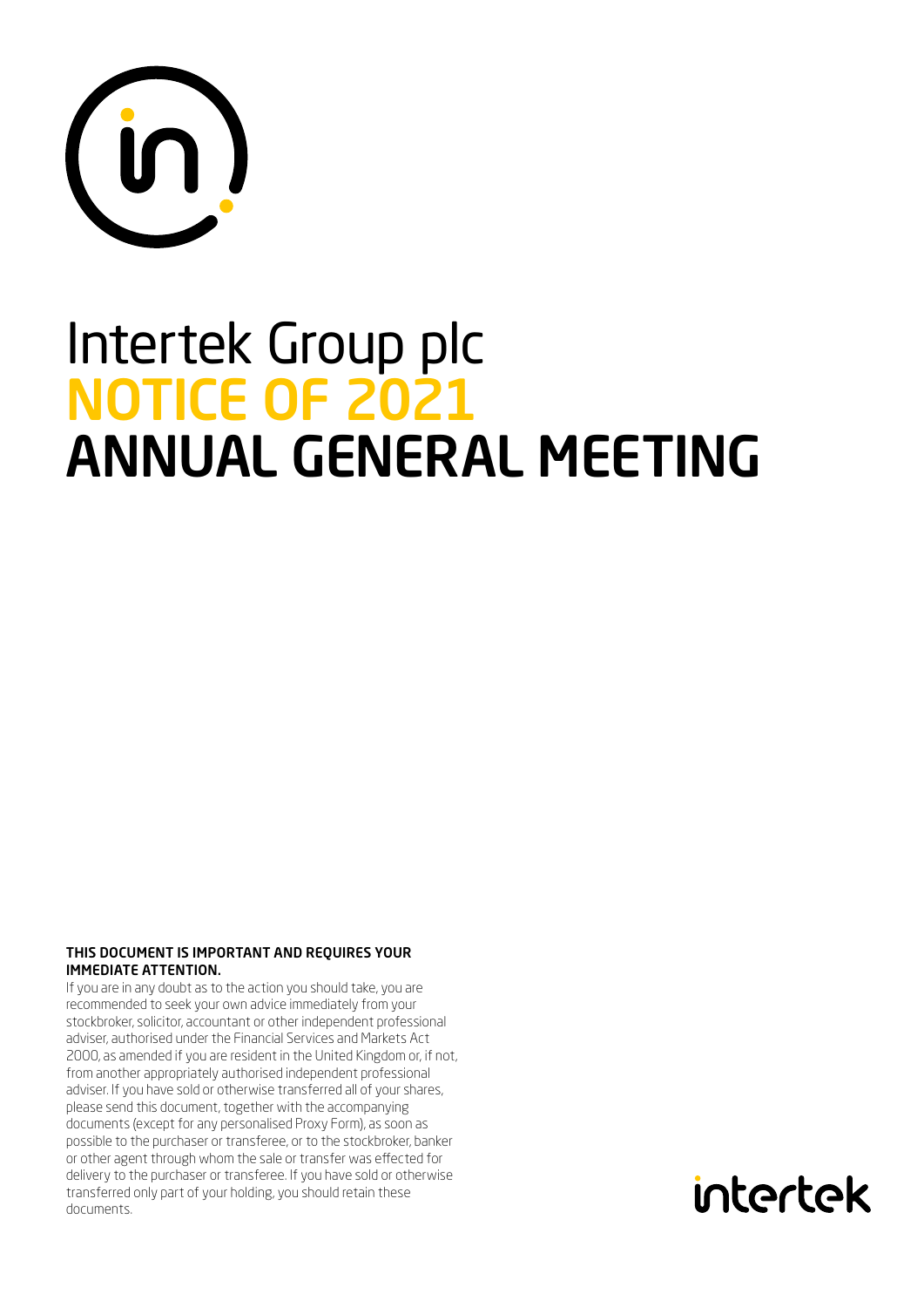# Intertek Group plc

# NOTICE OF 2021 ANNUAL GENERAL MEETING

**THIS DOCUMENT IS IMPORTANT AND REQUIRES YOUR IMMEDIATE ATTENTION.**

If you are in any doubt as to the action you should take, you are recommended to seek your own advice immediately from your stockbroker, solicitor, accountant or other independent professional adviser, authorised under the Financial Services and Markets Act 2000, as amended if you are resident in the United Kingdom or, if not, from another appropriately authorised independent professional adviser. If you have sold or otherwise transferred all of your shares, please send this document, together with the accompanying documents (except for any personalised Proxy Form), as soon as possible to the purchaser or transferee, or to the stockbroker, banker or other agent through whom the sale or transfer was effected for delivery to the purchaser or transferee. If you have sold or otherwise transferred only part of your holding, you should retain these documents.

intertek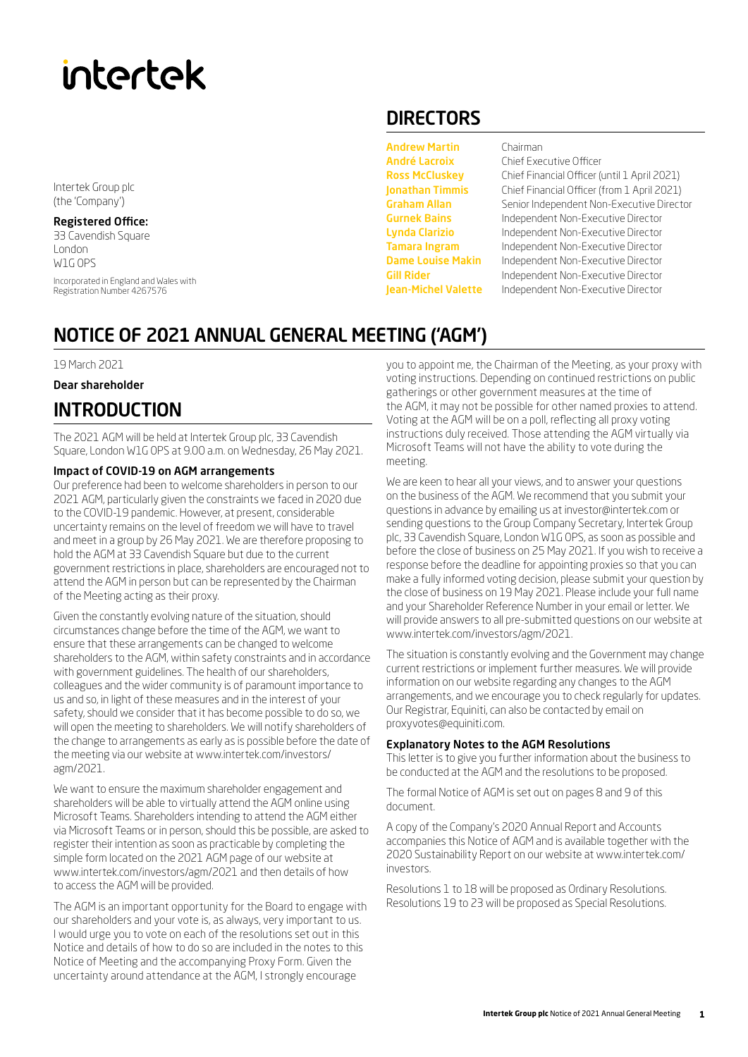intertek

Intertek Group plc
(the 'Company')

**Registered Office:**
33 Cavendish Square
London
W1G 0PS

Incorporated in England and Wales with Registration Number 4267576

## DIRECTORS

| | |
|---|---|
| Andrew Martin | Chairman |
| André Lacroix | Chief Executive Officer |
| Ross McCluskey | Chief Financial Officer (until 1 April 2021) |
| Jonathan Timmis | Chief Financial Officer (from 1 April 2021) |
| Graham Allan | Senior Independent Non-Executive Director |
| Gurnek Bains | Independent Non-Executive Director |
| Lynda Clarizio | Independent Non-Executive Director |
| Tamara Ingram | Independent Non-Executive Director |
| Dame Louise Makin | Independent Non-Executive Director |
| Gill Rider | Independent Non-Executive Director |
| Jean-Michel Valette | Independent Non-Executive Director |

# NOTICE OF 2021 ANNUAL GENERAL MEETING ('AGM')

19 March 2021

**Dear shareholder**

## INTRODUCTION

The 2021 AGM will be held at Intertek Group plc, 33 Cavendish Square, London W1G 0PS at 9.00 a.m. on Wednesday, 26 May 2021.

### Impact of COVID-19 on AGM arrangements

Our preference had been to welcome shareholders in person to our 2021 AGM, particularly given the constraints we faced in 2020 due to the COVID-19 pandemic. However, at present, considerable uncertainty remains on the level of freedom we will have to travel and meet in a group by 26 May 2021. We are therefore proposing to hold the AGM at 33 Cavendish Square but due to the current government restrictions in place, shareholders are encouraged not to attend the AGM in person but can be represented by the Chairman of the Meeting acting as their proxy.

Given the constantly evolving nature of the situation, should circumstances change before the time of the AGM, we want to ensure that these arrangements can be changed to welcome shareholders to the AGM, within safety constraints and in accordance with government guidelines. The health of our shareholders, colleagues and the wider community is of paramount importance to us and so, in light of these measures and in the interest of your safety, should we consider that it has become possible to do so, we will open the meeting to shareholders. We will notify shareholders of the change to arrangements as early as is possible before the date of the meeting via our website at www.intertek.com/investors/agm/2021.

We want to ensure the maximum shareholder engagement and shareholders will be able to virtually attend the AGM online using Microsoft Teams. Shareholders intending to attend the AGM either via Microsoft Teams or in person, should this be possible, are asked to register their intention as soon as practicable by completing the simple form located on the 2021 AGM page of our website at www.intertek.com/investors/agm/2021 and then details of how to access the AGM will be provided.

The AGM is an important opportunity for the Board to engage with our shareholders and your vote is, as always, very important to us. I would urge you to vote on each of the resolutions set out in this Notice and details of how to do so are included in the notes to this Notice of Meeting and the accompanying Proxy Form. Given the uncertainty around attendance at the AGM, I strongly encourage you to appoint me, the Chairman of the Meeting, as your proxy with voting instructions. Depending on continued restrictions on public gatherings or other government measures at the time of the AGM, it may not be possible for other named proxies to attend. Voting at the AGM will be on a poll, reflecting all proxy voting instructions duly received. Those attending the AGM virtually via Microsoft Teams will not have the ability to vote during the meeting.

We are keen to hear all your views, and to answer your questions on the business of the AGM. We recommend that you submit your questions in advance by emailing us at investor@intertek.com or sending questions to the Group Company Secretary, Intertek Group plc, 33 Cavendish Square, London W1G 0PS, as soon as possible and before the close of business on 25 May 2021. If you wish to receive a response before the deadline for appointing proxies so that you can make a fully informed voting decision, please submit your question by the close of business on 19 May 2021. Please include your full name and your Shareholder Reference Number in your email or letter. We will provide answers to all pre-submitted questions on our website at www.intertek.com/investors/agm/2021.

The situation is constantly evolving and the Government may change current restrictions or implement further measures. We will provide information on our website regarding any changes to the AGM arrangements, and we encourage you to check regularly for updates. Our Registrar, Equiniti, can also be contacted by email on proxyvotes@equiniti.com.

### Explanatory Notes to the AGM Resolutions

This letter is to give you further information about the business to be conducted at the AGM and the resolutions to be proposed.

The formal Notice of AGM is set out on pages 8 and 9 of this document.

A copy of the Company's 2020 Annual Report and Accounts accompanies this Notice of AGM and is available together with the 2020 Sustainability Report on our website at www.intertek.com/investors.

Resolutions 1 to 18 will be proposed as Ordinary Resolutions. Resolutions 19 to 23 will be proposed as Special Resolutions.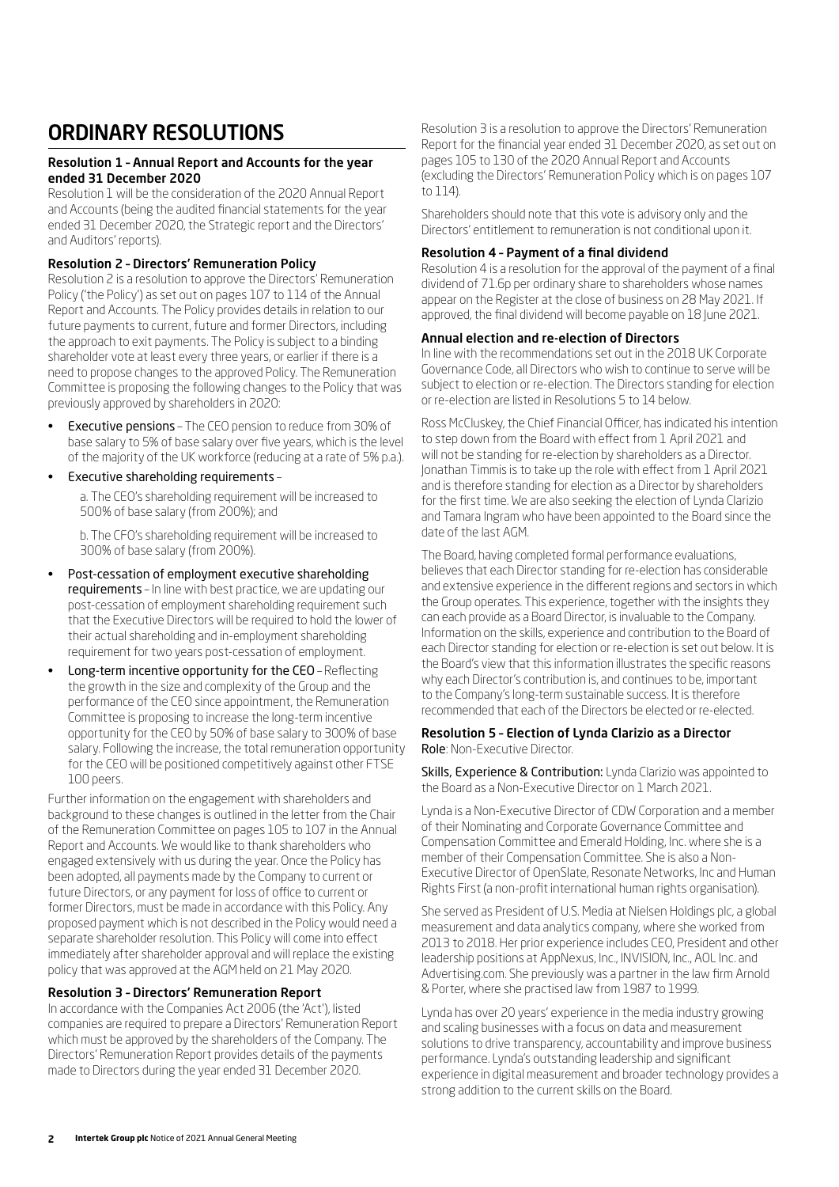# ORDINARY RESOLUTIONS

### Resolution 1 – Annual Report and Accounts for the year ended 31 December 2020

Resolution 1 will be the consideration of the 2020 Annual Report and Accounts (being the audited financial statements for the year ended 31 December 2020, the Strategic report and the Directors' and Auditors' reports).

### Resolution 2 – Directors' Remuneration Policy

Resolution 2 is a resolution to approve the Directors' Remuneration Policy ('the Policy') as set out on pages 107 to 114 of the Annual Report and Accounts. The Policy provides details in relation to our future payments to current, future and former Directors, including the approach to exit payments. The Policy is subject to a binding shareholder vote at least every three years, or earlier if there is a need to propose changes to the approved Policy. The Remuneration Committee is proposing the following changes to the Policy that was previously approved by shareholders in 2020:

- **Executive pensions** – The CEO pension to reduce from 30% of base salary to 5% of base salary over five years, which is the level of the majority of the UK workforce (reducing at a rate of 5% p.a.).
- **Executive shareholding requirements** –

  a. The CEO's shareholding requirement will be increased to 500% of base salary (from 200%); and

  b. The CFO's shareholding requirement will be increased to 300% of base salary (from 200%).
- **Post-cessation of employment executive shareholding requirements** – In line with best practice, we are updating our post-cessation of employment shareholding requirement such that the Executive Directors will be required to hold the lower of their actual shareholding and in-employment shareholding requirement for two years post-cessation of employment.
- **Long-term incentive opportunity for the CEO** – Reflecting the growth in the size and complexity of the Group and the performance of the CEO since appointment, the Remuneration Committee is proposing to increase the long-term incentive opportunity for the CEO by 50% of base salary to 300% of base salary. Following the increase, the total remuneration opportunity for the CEO will be positioned competitively against other FTSE 100 peers.

Further information on the engagement with shareholders and background to these changes is outlined in the letter from the Chair of the Remuneration Committee on pages 105 to 107 in the Annual Report and Accounts. We would like to thank shareholders who engaged extensively with us during the year. Once the Policy has been adopted, all payments made by the Company to current or future Directors, or any payment for loss of office to current or former Directors, must be made in accordance with this Policy. Any proposed payment which is not described in the Policy would need a separate shareholder resolution. This Policy will come into effect immediately after shareholder approval and will replace the existing policy that was approved at the AGM held on 21 May 2020.

### Resolution 3 – Directors' Remuneration Report

In accordance with the Companies Act 2006 (the 'Act'), listed companies are required to prepare a Directors' Remuneration Report which must be approved by the shareholders of the Company. The Directors' Remuneration Report provides details of the payments made to Directors during the year ended 31 December 2020.

Resolution 3 is a resolution to approve the Directors' Remuneration Report for the financial year ended 31 December 2020, as set out on pages 105 to 130 of the 2020 Annual Report and Accounts (excluding the Directors' Remuneration Policy which is on pages 107 to 114).

Shareholders should note that this vote is advisory only and the Directors' entitlement to remuneration is not conditional upon it.

### Resolution 4 – Payment of a final dividend

Resolution 4 is a resolution for the approval of the payment of a final dividend of 71.6p per ordinary share to shareholders whose names appear on the Register at the close of business on 28 May 2021. If approved, the final dividend will become payable on 18 June 2021.

### Annual election and re-election of Directors

In line with the recommendations set out in the 2018 UK Corporate Governance Code, all Directors who wish to continue to serve will be subject to election or re-election. The Directors standing for election or re-election are listed in Resolutions 5 to 14 below.

Ross McCluskey, the Chief Financial Officer, has indicated his intention to step down from the Board with effect from 1 April 2021 and will not be standing for re-election by shareholders as a Director. Jonathan Timmis is to take up the role with effect from 1 April 2021 and is therefore standing for election as a Director by shareholders for the first time. We are also seeking the election of Lynda Clarizio and Tamara Ingram who have been appointed to the Board since the date of the last AGM.

The Board, having completed formal performance evaluations, believes that each Director standing for re-election has considerable and extensive experience in the different regions and sectors in which the Group operates. This experience, together with the insights they can each provide as a Board Director, is invaluable to the Company. Information on the skills, experience and contribution to the Board of each Director standing for election or re-election is set out below. It is the Board's view that this information illustrates the specific reasons why each Director's contribution is, and continues to be, important to the Company's long-term sustainable success. It is therefore recommended that each of the Directors be elected or re-elected.

### Resolution 5 – Election of Lynda Clarizio as a Director

**Role**: Non-Executive Director.

**Skills, Experience & Contribution:** Lynda Clarizio was appointed to the Board as a Non-Executive Director on 1 March 2021.

Lynda is a Non-Executive Director of CDW Corporation and a member of their Nominating and Corporate Governance Committee and Compensation Committee and Emerald Holding, Inc. where she is a member of their Compensation Committee. She is also a Non-Executive Director of OpenSlate, Resonate Networks, Inc and Human Rights First (a non-profit international human rights organisation).

She served as President of U.S. Media at Nielsen Holdings plc, a global measurement and data analytics company, where she worked from 2013 to 2018. Her prior experience includes CEO, President and other leadership positions at AppNexus, Inc., INVISION, Inc., AOL Inc. and Advertising.com. She previously was a partner in the law firm Arnold & Porter, where she practised law from 1987 to 1999.

Lynda has over 20 years' experience in the media industry growing and scaling businesses with a focus on data and measurement solutions to drive transparency, accountability and improve business performance. Lynda's outstanding leadership and significant experience in digital measurement and broader technology provides a strong addition to the current skills on the Board.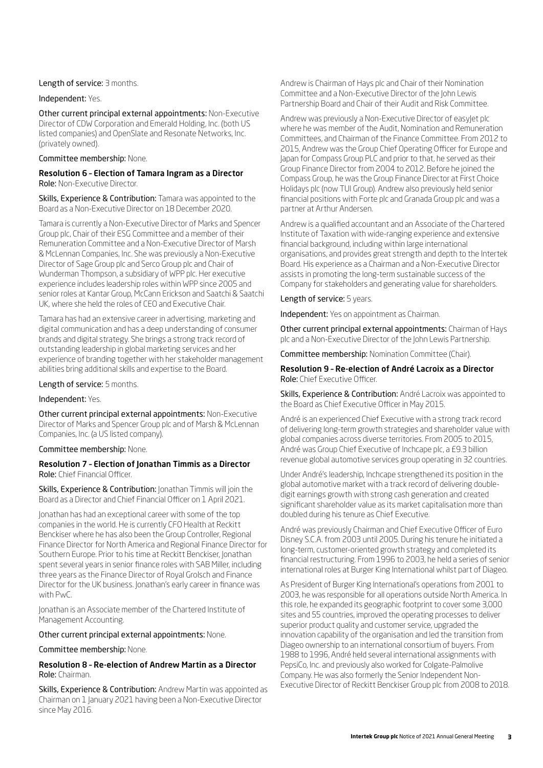Length of service: 3 months.

Independent: Yes.

Other current principal external appointments: Non-Executive Director of CDW Corporation and Emerald Holding, Inc. (both US listed companies) and OpenSlate and Resonate Networks, Inc. (privately owned).

Committee membership: None.

### Resolution 6 – Election of Tamara Ingram as a Director

Role: Non-Executive Director.

Skills, Experience & Contribution: Tamara was appointed to the Board as a Non-Executive Director on 18 December 2020.

Tamara is currently a Non-Executive Director of Marks and Spencer Group plc, Chair of their ESG Committee and a member of their Remuneration Committee and a Non-Executive Director of Marsh & McLennan Companies, Inc. She was previously a Non-Executive Director of Sage Group plc and Serco Group plc and Chair of Wunderman Thompson, a subsidiary of WPP plc. Her executive experience includes leadership roles within WPP since 2005 and senior roles at Kantar Group, McCann Erickson and Saatchi & Saatchi UK, where she held the roles of CEO and Executive Chair.

Tamara has had an extensive career in advertising, marketing and digital communication and has a deep understanding of consumer brands and digital strategy. She brings a strong track record of outstanding leadership in global marketing services and her experience of branding together with her stakeholder management abilities bring additional skills and expertise to the Board.

Length of service: 5 months.

Independent: Yes.

Other current principal external appointments: Non-Executive Director of Marks and Spencer Group plc and of Marsh & McLennan Companies, Inc. (a US listed company).

Committee membership: None.

### Resolution 7 – Election of Jonathan Timmis as a Director

Role: Chief Financial Officer.

Skills, Experience & Contribution: Jonathan Timmis will join the Board as a Director and Chief Financial Officer on 1 April 2021.

Jonathan has had an exceptional career with some of the top companies in the world. He is currently CFO Health at Reckitt Benckiser where he has also been the Group Controller, Regional Finance Director for North America and Regional Finance Director for Southern Europe. Prior to his time at Reckitt Benckiser, Jonathan spent several years in senior finance roles with SAB Miller, including three years as the Finance Director of Royal Grolsch and Finance Director for the UK business. Jonathan's early career in finance was with PwC.

Jonathan is an Associate member of the Chartered Institute of Management Accounting.

Other current principal external appointments: None.

Committee membership: None.

### Resolution 8 – Re-election of Andrew Martin as a Director

Role: Chairman.

Skills, Experience & Contribution: Andrew Martin was appointed as Chairman on 1 January 2021 having been a Non-Executive Director since May 2016.

Andrew is Chairman of Hays plc and Chair of their Nomination Committee and a Non-Executive Director of the John Lewis Partnership Board and Chair of their Audit and Risk Committee.

Andrew was previously a Non-Executive Director of easyJet plc where he was member of the Audit, Nomination and Remuneration Committees, and Chairman of the Finance Committee. From 2012 to 2015, Andrew was the Group Chief Operating Officer for Europe and Japan for Compass Group PLC and prior to that, he served as their Group Finance Director from 2004 to 2012. Before he joined the Compass Group, he was the Group Finance Director at First Choice Holidays plc (now TUI Group). Andrew also previously held senior financial positions with Forte plc and Granada Group plc and was a partner at Arthur Andersen.

Andrew is a qualified accountant and an Associate of the Chartered Institute of Taxation with wide-ranging experience and extensive financial background, including within large international organisations, and provides great strength and depth to the Intertek Board. His experience as a Chairman and a Non-Executive Director assists in promoting the long-term sustainable success of the Company for stakeholders and generating value for shareholders.

Length of service: 5 years.

Independent: Yes on appointment as Chairman.

Other current principal external appointments: Chairman of Hays plc and a Non-Executive Director of the John Lewis Partnership.

Committee membership: Nomination Committee (Chair).

### Resolution 9 – Re-election of André Lacroix as a Director

Role: Chief Executive Officer.

Skills, Experience & Contribution: André Lacroix was appointed to the Board as Chief Executive Officer in May 2015.

André is an experienced Chief Executive with a strong track record of delivering long-term growth strategies and shareholder value with global companies across diverse territories. From 2005 to 2015, André was Group Chief Executive of Inchcape plc, a £9.3 billion revenue global automotive services group operating in 32 countries.

Under André's leadership, Inchcape strengthened its position in the global automotive market with a track record of delivering double-digit earnings growth with strong cash generation and created significant shareholder value as its market capitalisation more than doubled during his tenure as Chief Executive.

André was previously Chairman and Chief Executive Officer of Euro Disney S.C.A. from 2003 until 2005. During his tenure he initiated a long-term, customer-oriented growth strategy and completed its financial restructuring. From 1996 to 2003, he held a series of senior international roles at Burger King International whilst part of Diageo.

As President of Burger King International's operations from 2001 to 2003, he was responsible for all operations outside North America. In this role, he expanded its geographic footprint to cover some 3,000 sites and 55 countries, improved the operating processes to deliver superior product quality and customer service, upgraded the innovation capability of the organisation and led the transition from Diageo ownership to an international consortium of buyers. From 1988 to 1996, André held several international assignments with PepsiCo, Inc. and previously also worked for Colgate-Palmolive Company. He was also formerly the Senior Independent Non-Executive Director of Reckitt Benckiser Group plc from 2008 to 2018.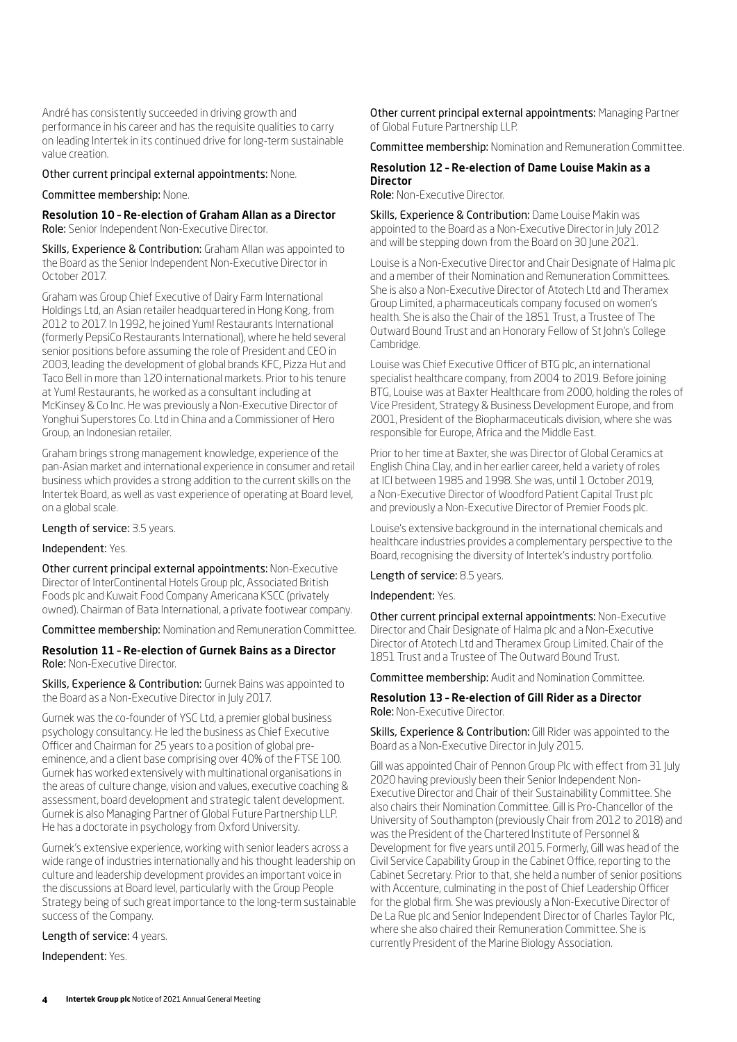André has consistently succeeded in driving growth and performance in his career and has the requisite qualities to carry on leading Intertek in its continued drive for long-term sustainable value creation.

**Other current principal external appointments:** None.

**Committee membership:** None.

### Resolution 10 – Re-election of Graham Allan as a Director

**Role:** Senior Independent Non-Executive Director.

**Skills, Experience & Contribution:** Graham Allan was appointed to the Board as the Senior Independent Non-Executive Director in October 2017.

Graham was Group Chief Executive of Dairy Farm International Holdings Ltd, an Asian retailer headquartered in Hong Kong, from 2012 to 2017. In 1992, he joined Yum! Restaurants International (formerly PepsiCo Restaurants International), where he held several senior positions before assuming the role of President and CEO in 2003, leading the development of global brands KFC, Pizza Hut and Taco Bell in more than 120 international markets. Prior to his tenure at Yum! Restaurants, he worked as a consultant including at McKinsey & Co Inc. He was previously a Non-Executive Director of Yonghui Superstores Co. Ltd in China and a Commissioner of Hero Group, an Indonesian retailer.

Graham brings strong management knowledge, experience of the pan-Asian market and international experience in consumer and retail business which provides a strong addition to the current skills on the Intertek Board, as well as vast experience of operating at Board level, on a global scale.

**Length of service:** 3.5 years.

**Independent:** Yes.

**Other current principal external appointments:** Non-Executive Director of InterContinental Hotels Group plc, Associated British Foods plc and Kuwait Food Company Americana KSCC (privately owned). Chairman of Bata International, a private footwear company.

**Committee membership:** Nomination and Remuneration Committee.

### Resolution 11 – Re-election of Gurnek Bains as a Director

**Role:** Non-Executive Director.

**Skills, Experience & Contribution:** Gurnek Bains was appointed to the Board as a Non-Executive Director in July 2017.

Gurnek was the co-founder of YSC Ltd, a premier global business psychology consultancy. He led the business as Chief Executive Officer and Chairman for 25 years to a position of global pre-eminence, and a client base comprising over 40% of the FTSE 100. Gurnek has worked extensively with multinational organisations in the areas of culture change, vision and values, executive coaching & assessment, board development and strategic talent development. Gurnek is also Managing Partner of Global Future Partnership LLP. He has a doctorate in psychology from Oxford University.

Gurnek's extensive experience, working with senior leaders across a wide range of industries internationally and his thought leadership on culture and leadership development provides an important voice in the discussions at Board level, particularly with the Group People Strategy being of such great importance to the long-term sustainable success of the Company.

**Length of service:** 4 years.

**Independent:** Yes.

**Other current principal external appointments:** Managing Partner of Global Future Partnership LLP.

**Committee membership:** Nomination and Remuneration Committee.

### Resolution 12 – Re-election of Dame Louise Makin as a Director

**Role:** Non-Executive Director.

**Skills, Experience & Contribution:** Dame Louise Makin was appointed to the Board as a Non-Executive Director in July 2012 and will be stepping down from the Board on 30 June 2021.

Louise is a Non-Executive Director and Chair Designate of Halma plc and a member of their Nomination and Remuneration Committees. She is also a Non-Executive Director of Atotech Ltd and Theramex Group Limited, a pharmaceuticals company focused on women's health. She is also the Chair of the 1851 Trust, a Trustee of The Outward Bound Trust and an Honorary Fellow of St John's College Cambridge.

Louise was Chief Executive Officer of BTG plc, an international specialist healthcare company, from 2004 to 2019. Before joining BTG, Louise was at Baxter Healthcare from 2000, holding the roles of Vice President, Strategy & Business Development Europe, and from 2001, President of the Biopharmaceuticals division, where she was responsible for Europe, Africa and the Middle East.

Prior to her time at Baxter, she was Director of Global Ceramics at English China Clay, and in her earlier career, held a variety of roles at ICI between 1985 and 1998. She was, until 1 October 2019, a Non-Executive Director of Woodford Patient Capital Trust plc and previously a Non-Executive Director of Premier Foods plc.

Louise's extensive background in the international chemicals and healthcare industries provides a complementary perspective to the Board, recognising the diversity of Intertek's industry portfolio.

**Length of service:** 8.5 years.

**Independent:** Yes.

**Other current principal external appointments:** Non-Executive Director and Chair Designate of Halma plc and a Non-Executive Director of Atotech Ltd and Theramex Group Limited. Chair of the 1851 Trust and a Trustee of The Outward Bound Trust.

**Committee membership:** Audit and Nomination Committee.

### Resolution 13 – Re-election of Gill Rider as a Director

**Role:** Non-Executive Director.

**Skills, Experience & Contribution:** Gill Rider was appointed to the Board as a Non-Executive Director in July 2015.

Gill was appointed Chair of Pennon Group Plc with effect from 31 July 2020 having previously been their Senior Independent Non-Executive Director and Chair of their Sustainability Committee. She also chairs their Nomination Committee. Gill is Pro-Chancellor of the University of Southampton (previously Chair from 2012 to 2018) and was the President of the Chartered Institute of Personnel & Development for five years until 2015. Formerly, Gill was head of the Civil Service Capability Group in the Cabinet Office, reporting to the Cabinet Secretary. Prior to that, she held a number of senior positions with Accenture, culminating in the post of Chief Leadership Officer for the global firm. She was previously a Non-Executive Director of De La Rue plc and Senior Independent Director of Charles Taylor Plc, where she also chaired their Remuneration Committee. She is currently President of the Marine Biology Association.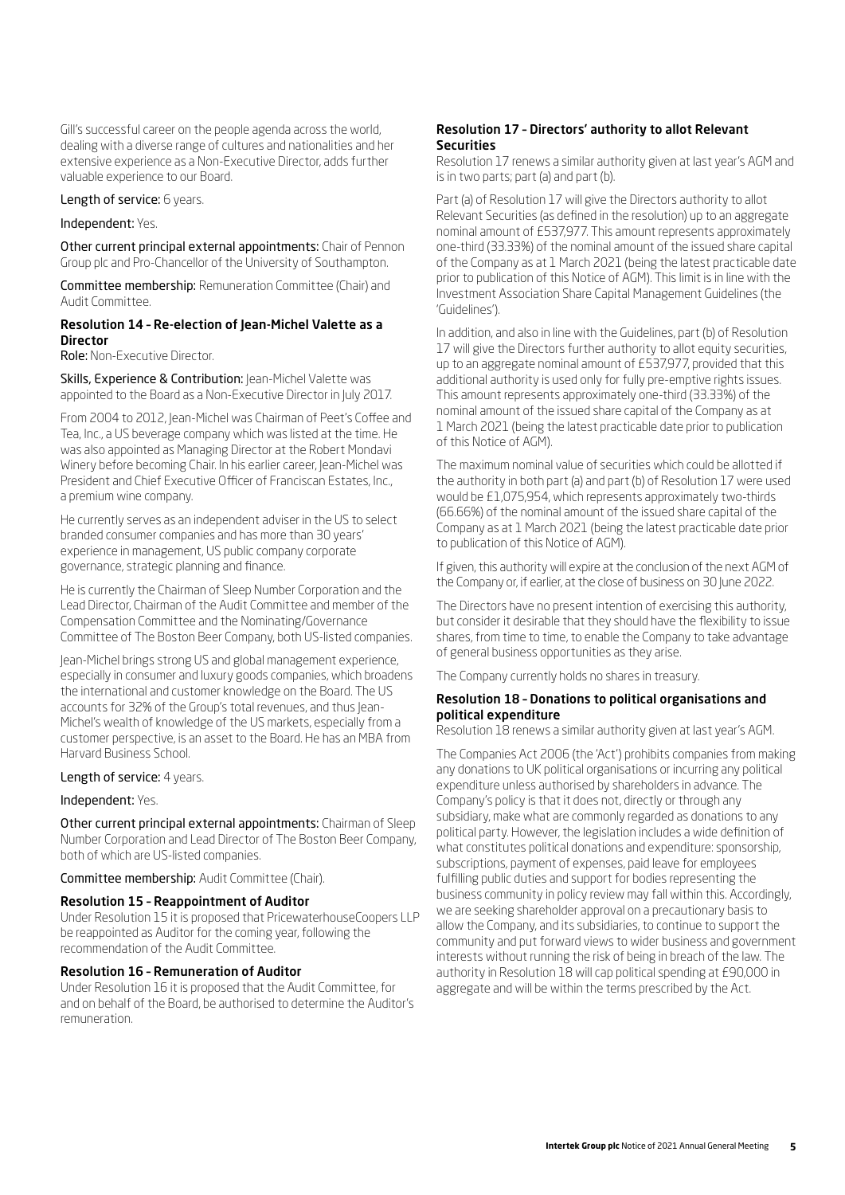Gill's successful career on the people agenda across the world, dealing with a diverse range of cultures and nationalities and her extensive experience as a Non-Executive Director, adds further valuable experience to our Board.

**Length of service:** 6 years.

**Independent:** Yes.

**Other current principal external appointments:** Chair of Pennon Group plc and Pro-Chancellor of the University of Southampton.

**Committee membership:** Remuneration Committee (Chair) and Audit Committee.

### Resolution 14 – Re-election of Jean-Michel Valette as a Director

**Role:** Non-Executive Director.

**Skills, Experience & Contribution:** Jean-Michel Valette was appointed to the Board as a Non-Executive Director in July 2017.

From 2004 to 2012, Jean-Michel was Chairman of Peet's Coffee and Tea, Inc., a US beverage company which was listed at the time. He was also appointed as Managing Director at the Robert Mondavi Winery before becoming Chair. In his earlier career, Jean-Michel was President and Chief Executive Officer of Franciscan Estates, Inc., a premium wine company.

He currently serves as an independent adviser in the US to select branded consumer companies and has more than 30 years' experience in management, US public company corporate governance, strategic planning and finance.

He is currently the Chairman of Sleep Number Corporation and the Lead Director, Chairman of the Audit Committee and member of the Compensation Committee and the Nominating/Governance Committee of The Boston Beer Company, both US-listed companies.

Jean-Michel brings strong US and global management experience, especially in consumer and luxury goods companies, which broadens the international and customer knowledge on the Board. The US accounts for 32% of the Group's total revenues, and thus Jean-Michel's wealth of knowledge of the US markets, especially from a customer perspective, is an asset to the Board. He has an MBA from Harvard Business School.

**Length of service:** 4 years.

**Independent:** Yes.

**Other current principal external appointments:** Chairman of Sleep Number Corporation and Lead Director of The Boston Beer Company, both of which are US-listed companies.

**Committee membership:** Audit Committee (Chair).

### Resolution 15 – Reappointment of Auditor

Under Resolution 15 it is proposed that PricewaterhouseCoopers LLP be reappointed as Auditor for the coming year, following the recommendation of the Audit Committee.

### Resolution 16 – Remuneration of Auditor

Under Resolution 16 it is proposed that the Audit Committee, for and on behalf of the Board, be authorised to determine the Auditor's remuneration.

### Resolution 17 – Directors' authority to allot Relevant Securities

Resolution 17 renews a similar authority given at last year's AGM and is in two parts; part (a) and part (b).

Part (a) of Resolution 17 will give the Directors authority to allot Relevant Securities (as defined in the resolution) up to an aggregate nominal amount of £537,977. This amount represents approximately one-third (33.33%) of the nominal amount of the issued share capital of the Company as at 1 March 2021 (being the latest practicable date prior to publication of this Notice of AGM). This limit is in line with the Investment Association Share Capital Management Guidelines (the 'Guidelines').

In addition, and also in line with the Guidelines, part (b) of Resolution 17 will give the Directors further authority to allot equity securities, up to an aggregate nominal amount of £537,977, provided that this additional authority is used only for fully pre-emptive rights issues. This amount represents approximately one-third (33.33%) of the nominal amount of the issued share capital of the Company as at 1 March 2021 (being the latest practicable date prior to publication of this Notice of AGM).

The maximum nominal value of securities which could be allotted if the authority in both part (a) and part (b) of Resolution 17 were used would be £1,075,954, which represents approximately two-thirds (66.66%) of the nominal amount of the issued share capital of the Company as at 1 March 2021 (being the latest practicable date prior to publication of this Notice of AGM).

If given, this authority will expire at the conclusion of the next AGM of the Company or, if earlier, at the close of business on 30 June 2022.

The Directors have no present intention of exercising this authority, but consider it desirable that they should have the flexibility to issue shares, from time to time, to enable the Company to take advantage of general business opportunities as they arise.

The Company currently holds no shares in treasury.

### Resolution 18 – Donations to political organisations and political expenditure

Resolution 18 renews a similar authority given at last year's AGM.

The Companies Act 2006 (the 'Act') prohibits companies from making any donations to UK political organisations or incurring any political expenditure unless authorised by shareholders in advance. The Company's policy is that it does not, directly or through any subsidiary, make what are commonly regarded as donations to any political party. However, the legislation includes a wide definition of what constitutes political donations and expenditure: sponsorship, subscriptions, payment of expenses, paid leave for employees fulfilling public duties and support for bodies representing the business community in policy review may fall within this. Accordingly, we are seeking shareholder approval on a precautionary basis to allow the Company, and its subsidiaries, to continue to support the community and put forward views to wider business and government interests without running the risk of being in breach of the law. The authority in Resolution 18 will cap political spending at £90,000 in aggregate and will be within the terms prescribed by the Act.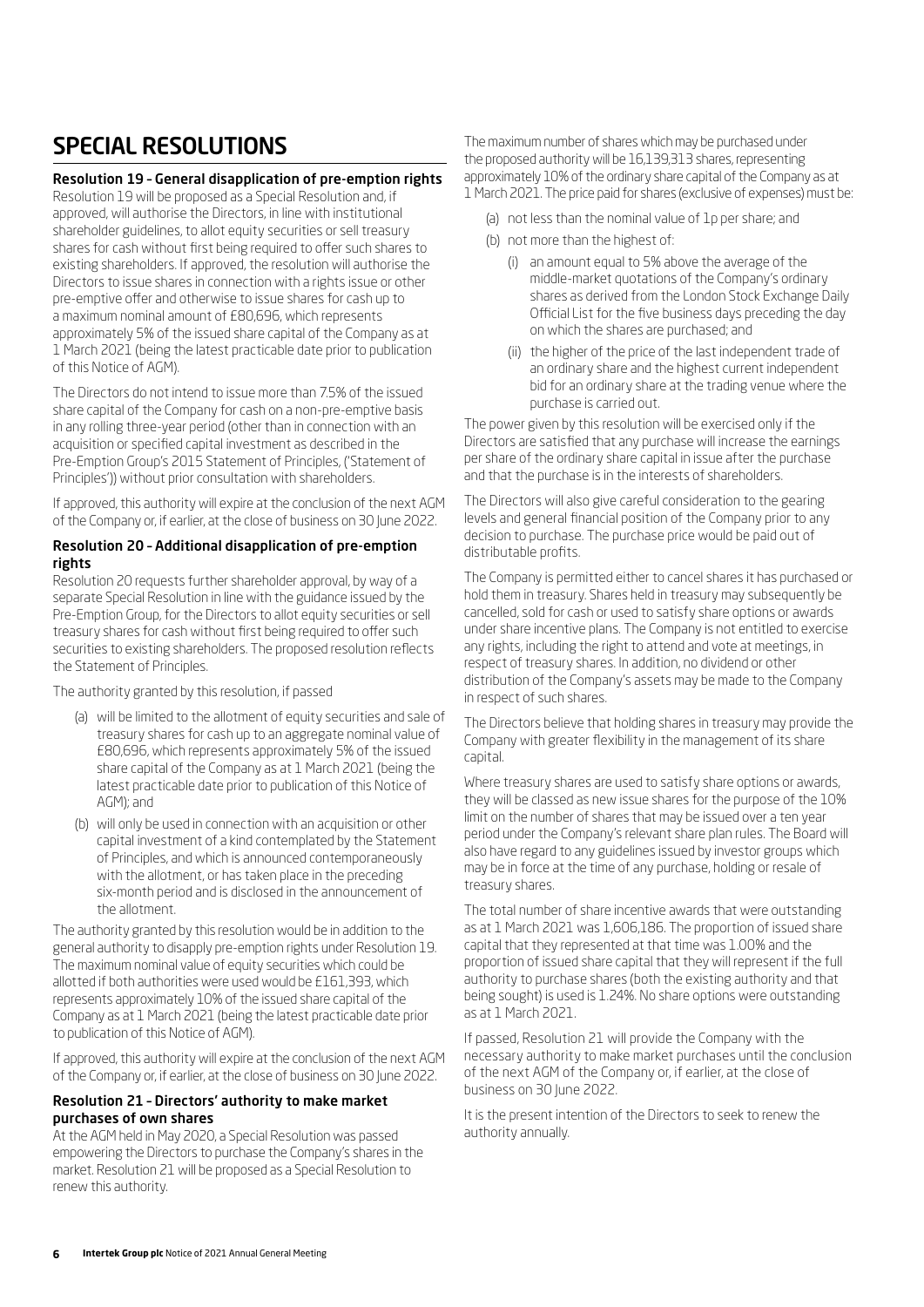# SPECIAL RESOLUTIONS

### Resolution 19 – General disapplication of pre-emption rights

Resolution 19 will be proposed as a Special Resolution and, if approved, will authorise the Directors, in line with institutional shareholder guidelines, to allot equity securities or sell treasury shares for cash without first being required to offer such shares to existing shareholders. If approved, the resolution will authorise the Directors to issue shares in connection with a rights issue or other pre-emptive offer and otherwise to issue shares for cash up to a maximum nominal amount of £80,696, which represents approximately 5% of the issued share capital of the Company as at 1 March 2021 (being the latest practicable date prior to publication of this Notice of AGM).

The Directors do not intend to issue more than 7.5% of the issued share capital of the Company for cash on a non-pre-emptive basis in any rolling three-year period (other than in connection with an acquisition or specified capital investment as described in the Pre-Emption Group's 2015 Statement of Principles, ('Statement of Principles')) without prior consultation with shareholders.

If approved, this authority will expire at the conclusion of the next AGM of the Company or, if earlier, at the close of business on 30 June 2022.

### Resolution 20 – Additional disapplication of pre-emption rights

Resolution 20 requests further shareholder approval, by way of a separate Special Resolution in line with the guidance issued by the Pre-Emption Group, for the Directors to allot equity securities or sell treasury shares for cash without first being required to offer such securities to existing shareholders. The proposed resolution reflects the Statement of Principles.

The authority granted by this resolution, if passed

(a) will be limited to the allotment of equity securities and sale of treasury shares for cash up to an aggregate nominal value of £80,696, which represents approximately 5% of the issued share capital of the Company as at 1 March 2021 (being the latest practicable date prior to publication of this Notice of AGM); and

(b) will only be used in connection with an acquisition or other capital investment of a kind contemplated by the Statement of Principles, and which is announced contemporaneously with the allotment, or has taken place in the preceding six-month period and is disclosed in the announcement of the allotment.

The authority granted by this resolution would be in addition to the general authority to disapply pre-emption rights under Resolution 19. The maximum nominal value of equity securities which could be allotted if both authorities were used would be £161,393, which represents approximately 10% of the issued share capital of the Company as at 1 March 2021 (being the latest practicable date prior to publication of this Notice of AGM).

If approved, this authority will expire at the conclusion of the next AGM of the Company or, if earlier, at the close of business on 30 June 2022.

### Resolution 21 – Directors' authority to make market purchases of own shares

At the AGM held in May 2020, a Special Resolution was passed empowering the Directors to purchase the Company's shares in the market. Resolution 21 will be proposed as a Special Resolution to renew this authority.

The maximum number of shares which may be purchased under the proposed authority will be 16,139,313 shares, representing approximately 10% of the ordinary share capital of the Company as at 1 March 2021. The price paid for shares (exclusive of expenses) must be:

(a) not less than the nominal value of 1p per share; and

(b) not more than the highest of:

  (i) an amount equal to 5% above the average of the middle-market quotations of the Company's ordinary shares as derived from the London Stock Exchange Daily Official List for the five business days preceding the day on which the shares are purchased; and

  (ii) the higher of the price of the last independent trade of an ordinary share and the highest current independent bid for an ordinary share at the trading venue where the purchase is carried out.

The power given by this resolution will be exercised only if the Directors are satisfied that any purchase will increase the earnings per share of the ordinary share capital in issue after the purchase and that the purchase is in the interests of shareholders.

The Directors will also give careful consideration to the gearing levels and general financial position of the Company prior to any decision to purchase. The purchase price would be paid out of distributable profits.

The Company is permitted either to cancel shares it has purchased or hold them in treasury. Shares held in treasury may subsequently be cancelled, sold for cash or used to satisfy share options or awards under share incentive plans. The Company is not entitled to exercise any rights, including the right to attend and vote at meetings, in respect of treasury shares. In addition, no dividend or other distribution of the Company's assets may be made to the Company in respect of such shares.

The Directors believe that holding shares in treasury may provide the Company with greater flexibility in the management of its share capital.

Where treasury shares are used to satisfy share options or awards, they will be classed as new issue shares for the purpose of the 10% limit on the number of shares that may be issued over a ten year period under the Company's relevant share plan rules. The Board will also have regard to any guidelines issued by investor groups which may be in force at the time of any purchase, holding or resale of treasury shares.

The total number of share incentive awards that were outstanding as at 1 March 2021 was 1,606,186. The proportion of issued share capital that they represented at that time was 1.00% and the proportion of issued share capital that they will represent if the full authority to purchase shares (both the existing authority and that being sought) is used is 1.24%. No share options were outstanding as at 1 March 2021.

If passed, Resolution 21 will provide the Company with the necessary authority to make market purchases until the conclusion of the next AGM of the Company or, if earlier, at the close of business on 30 June 2022.

It is the present intention of the Directors to seek to renew the authority annually.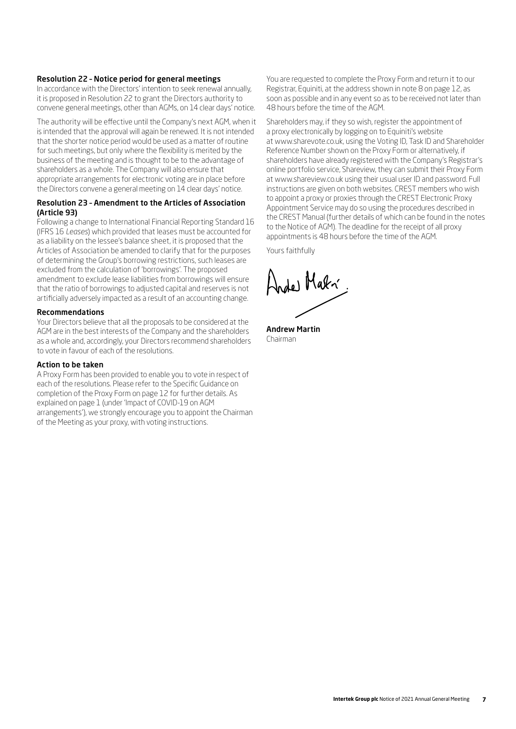### Resolution 22 – Notice period for general meetings

In accordance with the Directors' intention to seek renewal annually, it is proposed in Resolution 22 to grant the Directors authority to convene general meetings, other than AGMs, on 14 clear days' notice.

The authority will be effective until the Company's next AGM, when it is intended that the approval will again be renewed. It is not intended that the shorter notice period would be used as a matter of routine for such meetings, but only where the flexibility is merited by the business of the meeting and is thought to be to the advantage of shareholders as a whole. The Company will also ensure that appropriate arrangements for electronic voting are in place before the Directors convene a general meeting on 14 clear days' notice.

### Resolution 23 – Amendment to the Articles of Association (Article 93)

Following a change to International Financial Reporting Standard 16 (IFRS 16 *Leases*) which provided that leases must be accounted for as a liability on the lessee's balance sheet, it is proposed that the Articles of Association be amended to clarify that for the purposes of determining the Group's borrowing restrictions, such leases are excluded from the calculation of 'borrowings'. The proposed amendment to exclude lease liabilities from borrowings will ensure that the ratio of borrowings to adjusted capital and reserves is not artificially adversely impacted as a result of an accounting change.

### Recommendations

Your Directors believe that all the proposals to be considered at the AGM are in the best interests of the Company and the shareholders as a whole and, accordingly, your Directors recommend shareholders to vote in favour of each of the resolutions.

### Action to be taken

A Proxy Form has been provided to enable you to vote in respect of each of the resolutions. Please refer to the Specific Guidance on completion of the Proxy Form on page 12 for further details. As explained on page 1 (under 'Impact of COVID-19 on AGM arrangements'), we strongly encourage you to appoint the Chairman of the Meeting as your proxy, with voting instructions.

You are requested to complete the Proxy Form and return it to our Registrar, Equiniti, at the address shown in note 8 on page 12, as soon as possible and in any event so as to be received not later than 48 hours before the time of the AGM.

Shareholders may, if they so wish, register the appointment of a proxy electronically by logging on to Equiniti's website at www.sharevote.co.uk, using the Voting ID, Task ID and Shareholder Reference Number shown on the Proxy Form or alternatively, if shareholders have already registered with the Company's Registrar's online portfolio service, Shareview, they can submit their Proxy Form at www.shareview.co.uk using their usual user ID and password. Full instructions are given on both websites. CREST members who wish to appoint a proxy or proxies through the CREST Electronic Proxy Appointment Service may do so using the procedures described in the CREST Manual (further details of which can be found in the notes to the Notice of AGM). The deadline for the receipt of all proxy appointments is 48 hours before the time of the AGM.

Yours faithfully

**Andrew Martin**
Chairman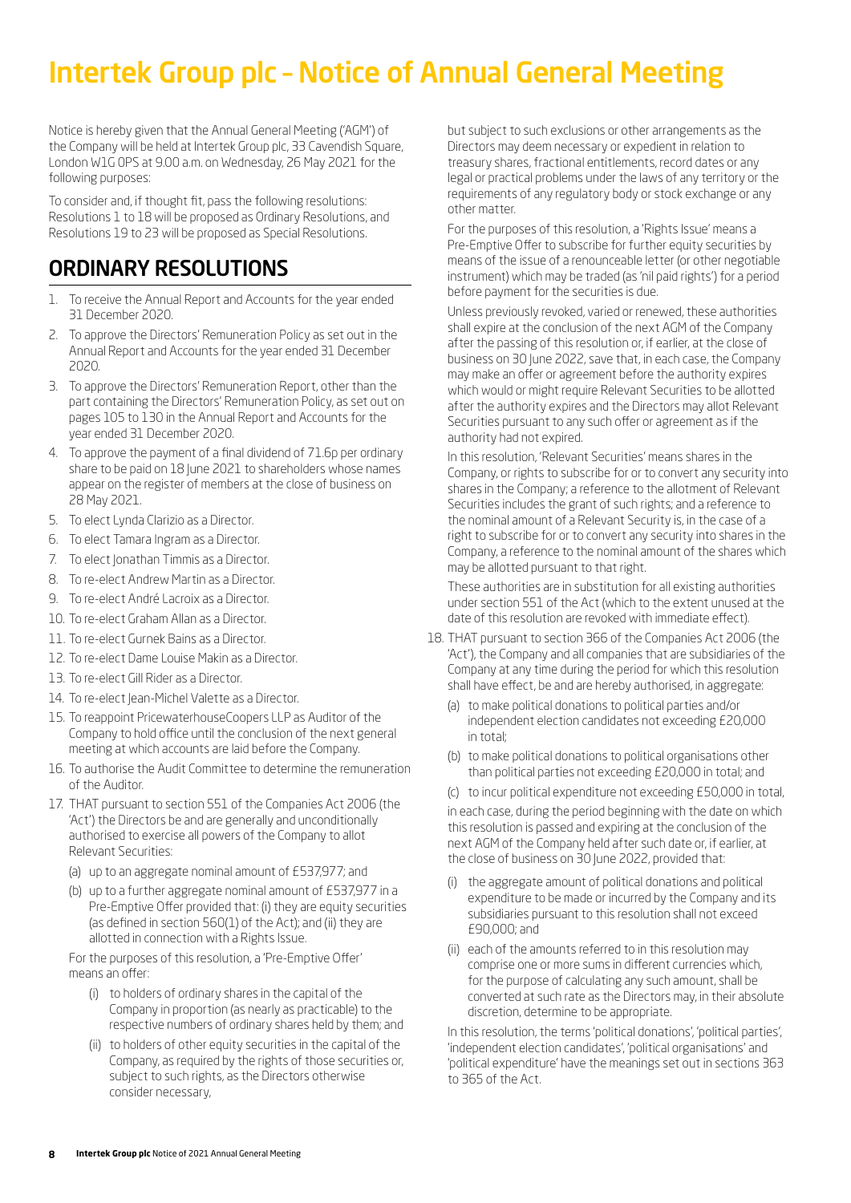# Intertek Group plc – Notice of Annual General Meeting

Notice is hereby given that the Annual General Meeting ('AGM') of the Company will be held at Intertek Group plc, 33 Cavendish Square, London W1G 0PS at 9.00 a.m. on Wednesday, 26 May 2021 for the following purposes:

To consider and, if thought fit, pass the following resolutions: Resolutions 1 to 18 will be proposed as Ordinary Resolutions, and Resolutions 19 to 23 will be proposed as Special Resolutions.

## ORDINARY RESOLUTIONS

1. To receive the Annual Report and Accounts for the year ended 31 December 2020.
2. To approve the Directors' Remuneration Policy as set out in the Annual Report and Accounts for the year ended 31 December 2020.
3. To approve the Directors' Remuneration Report, other than the part containing the Directors' Remuneration Policy, as set out on pages 105 to 130 in the Annual Report and Accounts for the year ended 31 December 2020.
4. To approve the payment of a final dividend of 71.6p per ordinary share to be paid on 18 June 2021 to shareholders whose names appear on the register of members at the close of business on 28 May 2021.
5. To elect Lynda Clarizio as a Director.
6. To elect Tamara Ingram as a Director.
7. To elect Jonathan Timmis as a Director.
8. To re-elect Andrew Martin as a Director.
9. To re-elect André Lacroix as a Director.
10. To re-elect Graham Allan as a Director.
11. To re-elect Gurnek Bains as a Director.
12. To re-elect Dame Louise Makin as a Director.
13. To re-elect Gill Rider as a Director.
14. To re-elect Jean-Michel Valette as a Director.
15. To reappoint PricewaterhouseCoopers LLP as Auditor of the Company to hold office until the conclusion of the next general meeting at which accounts are laid before the Company.
16. To authorise the Audit Committee to determine the remuneration of the Auditor.
17. THAT pursuant to section 551 of the Companies Act 2006 (the 'Act') the Directors be and are generally and unconditionally authorised to exercise all powers of the Company to allot Relevant Securities:
    (a) up to an aggregate nominal amount of £537,977; and
    (b) up to a further aggregate nominal amount of £537,977 in a Pre-Emptive Offer provided that: (i) they are equity securities (as defined in section 560(1) of the Act); and (ii) they are allotted in connection with a Rights Issue.

    For the purposes of this resolution, a 'Pre-Emptive Offer' means an offer:

    (i) to holders of ordinary shares in the capital of the Company in proportion (as nearly as practicable) to the respective numbers of ordinary shares held by them; and
    (ii) to holders of other equity securities in the capital of the Company, as required by the rights of those securities or, subject to such rights, as the Directors otherwise consider necessary,

    but subject to such exclusions or other arrangements as the Directors may deem necessary or expedient in relation to treasury shares, fractional entitlements, record dates or any legal or practical problems under the laws of any territory or the requirements of any regulatory body or stock exchange or any other matter.

    For the purposes of this resolution, a 'Rights Issue' means a Pre-Emptive Offer to subscribe for further equity securities by means of the issue of a renounceable letter (or other negotiable instrument) which may be traded (as 'nil paid rights') for a period before payment for the securities is due.

    Unless previously revoked, varied or renewed, these authorities shall expire at the conclusion of the next AGM of the Company after the passing of this resolution or, if earlier, at the close of business on 30 June 2022, save that, in each case, the Company may make an offer or agreement before the authority expires which would or might require Relevant Securities to be allotted after the authority expires and the Directors may allot Relevant Securities pursuant to any such offer or agreement as if the authority had not expired.

    In this resolution, 'Relevant Securities' means shares in the Company, or rights to subscribe for or to convert any security into shares in the Company; a reference to the allotment of Relevant Securities includes the grant of such rights; and a reference to the nominal amount of a Relevant Security is, in the case of a right to subscribe for or to convert any security into shares in the Company, a reference to the nominal amount of the shares which may be allotted pursuant to that right.

    These authorities are in substitution for all existing authorities under section 551 of the Act (which to the extent unused at the date of this resolution are revoked with immediate effect).
18. THAT pursuant to section 366 of the Companies Act 2006 (the 'Act'), the Company and all companies that are subsidiaries of the Company at any time during the period for which this resolution shall have effect, be and are hereby authorised, in aggregate:
    (a) to make political donations to political parties and/or independent election candidates not exceeding £20,000 in total;
    (b) to make political donations to political organisations other than political parties not exceeding £20,000 in total; and
    (c) to incur political expenditure not exceeding £50,000 in total,

    in each case, during the period beginning with the date on which this resolution is passed and expiring at the conclusion of the next AGM of the Company held after such date or, if earlier, at the close of business on 30 June 2022, provided that:

    (i) the aggregate amount of political donations and political expenditure to be made or incurred by the Company and its subsidiaries pursuant to this resolution shall not exceed £90,000; and
    (ii) each of the amounts referred to in this resolution may comprise one or more sums in different currencies which, for the purpose of calculating any such amount, shall be converted at such rate as the Directors may, in their absolute discretion, determine to be appropriate.

    In this resolution, the terms 'political donations', 'political parties', 'independent election candidates', 'political organisations' and 'political expenditure' have the meanings set out in sections 363 to 365 of the Act.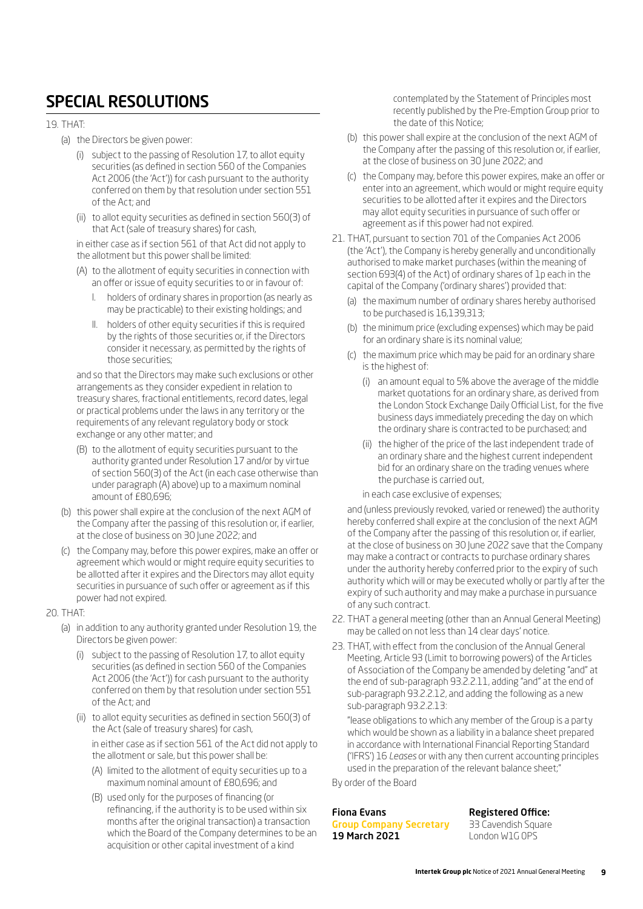## SPECIAL RESOLUTIONS

19. THAT:

   (a) the Directors be given power:

      (i) subject to the passing of Resolution 17, to allot equity securities (as defined in section 560 of the Companies Act 2006 (the 'Act')) for cash pursuant to the authority conferred on them by that resolution under section 551 of the Act; and

      (ii) to allot equity securities as defined in section 560(3) of that Act (sale of treasury shares) for cash,

   in either case as if section 561 of that Act did not apply to the allotment but this power shall be limited:

      (A) to the allotment of equity securities in connection with an offer or issue of equity securities to or in favour of:

         I. holders of ordinary shares in proportion (as nearly as may be practicable) to their existing holdings; and

         II. holders of other equity securities if this is required by the rights of those securities or, if the Directors consider it necessary, as permitted by the rights of those securities;

      and so that the Directors may make such exclusions or other arrangements as they consider expedient in relation to treasury shares, fractional entitlements, record dates, legal or practical problems under the laws in any territory or the requirements of any relevant regulatory body or stock exchange or any other matter; and

      (B) to the allotment of equity securities pursuant to the authority granted under Resolution 17 and/or by virtue of section 560(3) of the Act (in each case otherwise than under paragraph (A) above) up to a maximum nominal amount of £80,696;

   (b) this power shall expire at the conclusion of the next AGM of the Company after the passing of this resolution or, if earlier, at the close of business on 30 June 2022; and

   (c) the Company may, before this power expires, make an offer or agreement which would or might require equity securities to be allotted after it expires and the Directors may allot equity securities in pursuance of such offer or agreement as if this power had not expired.

20. THAT:

   (a) in addition to any authority granted under Resolution 19, the Directors be given power:

      (i) subject to the passing of Resolution 17, to allot equity securities (as defined in section 560 of the Companies Act 2006 (the 'Act')) for cash pursuant to the authority conferred on them by that resolution under section 551 of the Act; and

      (ii) to allot equity securities as defined in section 560(3) of the Act (sale of treasury shares) for cash,

      in either case as if section 561 of the Act did not apply to the allotment or sale, but this power shall be:

      (A) limited to the allotment of equity securities up to a maximum nominal amount of £80,696; and

      (B) used only for the purposes of financing (or refinancing, if the authority is to be used within six months after the original transaction) a transaction which the Board of the Company determines to be an acquisition or other capital investment of a kind contemplated by the Statement of Principles most recently published by the Pre-Emption Group prior to the date of this Notice;

   (b) this power shall expire at the conclusion of the next AGM of the Company after the passing of this resolution or, if earlier, at the close of business on 30 June 2022; and

   (c) the Company may, before this power expires, make an offer or enter into an agreement, which would or might require equity securities to be allotted after it expires and the Directors may allot equity securities in pursuance of such offer or agreement as if this power had not expired.

21. THAT, pursuant to section 701 of the Companies Act 2006 (the 'Act'), the Company is hereby generally and unconditionally authorised to make market purchases (within the meaning of section 693(4) of the Act) of ordinary shares of 1p each in the capital of the Company ('ordinary shares') provided that:

   (a) the maximum number of ordinary shares hereby authorised to be purchased is 16,139,313;

   (b) the minimum price (excluding expenses) which may be paid for an ordinary share is its nominal value;

   (c) the maximum price which may be paid for an ordinary share is the highest of:

      (i) an amount equal to 5% above the average of the middle market quotations for an ordinary share, as derived from the London Stock Exchange Daily Official List, for the five business days immediately preceding the day on which the ordinary share is contracted to be purchased; and

      (ii) the higher of the price of the last independent trade of an ordinary share and the highest current independent bid for an ordinary share on the trading venues where the purchase is carried out,

      in each case exclusive of expenses;

   and (unless previously revoked, varied or renewed) the authority hereby conferred shall expire at the conclusion of the next AGM of the Company after the passing of this resolution or, if earlier, at the close of business on 30 June 2022 save that the Company may make a contract or contracts to purchase ordinary shares under the authority hereby conferred prior to the expiry of such authority which will or may be executed wholly or partly after the expiry of such authority and may make a purchase in pursuance of any such contract.

22. THAT a general meeting (other than an Annual General Meeting) may be called on not less than 14 clear days' notice.

23. THAT, with effect from the conclusion of the Annual General Meeting, Article 93 (Limit to borrowing powers) of the Articles of Association of the Company be amended by deleting "and" at the end of sub-paragraph 93.2.2.11, adding "and" at the end of sub-paragraph 93.2.2.12, and adding the following as a new sub-paragraph 93.2.2.13:

   "lease obligations to which any member of the Group is a party which would be shown as a liability in a balance sheet prepared in accordance with International Financial Reporting Standard ('IFRS') 16 *Leases* or with any then current accounting principles used in the preparation of the relevant balance sheet;"

By order of the Board

**Fiona Evans**
**Group Company Secretary**
**19 March 2021**

**Registered Office:**
33 Cavendish Square
London W1G 0PS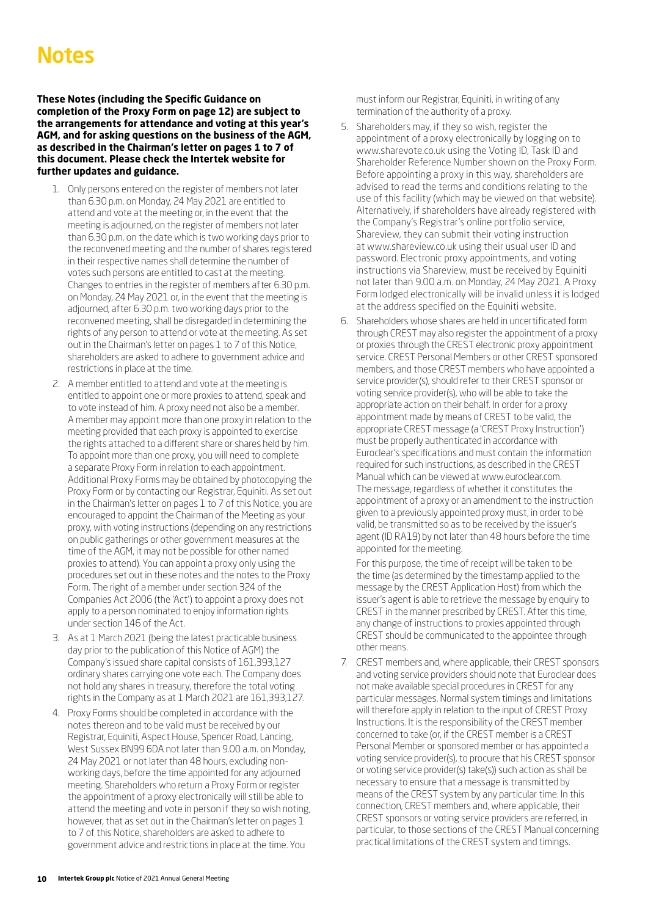# Notes

**These Notes (including the Specific Guidance on completion of the Proxy Form on page 12) are subject to the arrangements for attendance and voting at this year's AGM, and for asking questions on the business of the AGM, as described in the Chairman's letter on pages 1 to 7 of this document. Please check the Intertek website for further updates and guidance.**

1. Only persons entered on the register of members not later than 6.30 p.m. on Monday, 24 May 2021 are entitled to attend and vote at the meeting or, in the event that the meeting is adjourned, on the register of members not later than 6.30 p.m. on the date which is two working days prior to the reconvened meeting and the number of shares registered in their respective names shall determine the number of votes such persons are entitled to cast at the meeting. Changes to entries in the register of members after 6.30 p.m. on Monday, 24 May 2021 or, in the event that the meeting is adjourned, after 6.30 p.m. two working days prior to the reconvened meeting, shall be disregarded in determining the rights of any person to attend or vote at the meeting. As set out in the Chairman's letter on pages 1 to 7 of this Notice, shareholders are asked to adhere to government advice and restrictions in place at the time.
2. A member entitled to attend and vote at the meeting is entitled to appoint one or more proxies to attend, speak and to vote instead of him. A proxy need not also be a member. A member may appoint more than one proxy in relation to the meeting provided that each proxy is appointed to exercise the rights attached to a different share or shares held by him. To appoint more than one proxy, you will need to complete a separate Proxy Form in relation to each appointment. Additional Proxy Forms may be obtained by photocopying the Proxy Form or by contacting our Registrar, Equiniti. As set out in the Chairman's letter on pages 1 to 7 of this Notice, you are encouraged to appoint the Chairman of the Meeting as your proxy, with voting instructions (depending on any restrictions on public gatherings or other government measures at the time of the AGM, it may not be possible for other named proxies to attend). You can appoint a proxy only using the procedures set out in these notes and the notes to the Proxy Form. The right of a member under section 324 of the Companies Act 2006 (the 'Act') to appoint a proxy does not apply to a person nominated to enjoy information rights under section 146 of the Act.
3. As at 1 March 2021 (being the latest practicable business day prior to the publication of this Notice of AGM) the Company's issued share capital consists of 161,393,127 ordinary shares carrying one vote each. The Company does not hold any shares in treasury, therefore the total voting rights in the Company as at 1 March 2021 are 161,393,127.
4. Proxy Forms should be completed in accordance with the notes thereon and to be valid must be received by our Registrar, Equiniti, Aspect House, Spencer Road, Lancing, West Sussex BN99 6DA not later than 9.00 a.m. on Monday, 24 May 2021 or not later than 48 hours, excluding non-working days, before the time appointed for any adjourned meeting. Shareholders who return a Proxy Form or register the appointment of a proxy electronically will still be able to attend the meeting and vote in person if they so wish noting, however, that as set out in the Chairman's letter on pages 1 to 7 of this Notice, shareholders are asked to adhere to government advice and restrictions in place at the time. You must inform our Registrar, Equiniti, in writing of any termination of the authority of a proxy.
5. Shareholders may, if they so wish, register the appointment of a proxy electronically by logging on to www.sharevote.co.uk using the Voting ID, Task ID and Shareholder Reference Number shown on the Proxy Form. Before appointing a proxy in this way, shareholders are advised to read the terms and conditions relating to the use of this facility (which may be viewed on that website). Alternatively, if shareholders have already registered with the Company's Registrar's online portfolio service, Shareview, they can submit their voting instruction at www.shareview.co.uk using their usual user ID and password. Electronic proxy appointments, and voting instructions via Shareview, must be received by Equiniti not later than 9.00 a.m. on Monday, 24 May 2021. A Proxy Form lodged electronically will be invalid unless it is lodged at the address specified on the Equiniti website.
6. Shareholders whose shares are held in uncertificated form through CREST may also register the appointment of a proxy or proxies through the CREST electronic proxy appointment service. CREST Personal Members or other CREST sponsored members, and those CREST members who have appointed a service provider(s), should refer to their CREST sponsor or voting service provider(s), who will be able to take the appropriate action on their behalf. In order for a proxy appointment made by means of CREST to be valid, the appropriate CREST message (a 'CREST Proxy Instruction') must be properly authenticated in accordance with Euroclear's specifications and must contain the information required for such instructions, as described in the CREST Manual which can be viewed at www.euroclear.com. The message, regardless of whether it constitutes the appointment of a proxy or an amendment to the instruction given to a previously appointed proxy must, in order to be valid, be transmitted so as to be received by the issuer's agent (ID RA19) by not later than 48 hours before the time appointed for the meeting.

   For this purpose, the time of receipt will be taken to be the time (as determined by the timestamp applied to the message by the CREST Application Host) from which the issuer's agent is able to retrieve the message by enquiry to CREST in the manner prescribed by CREST. After this time, any change of instructions to proxies appointed through CREST should be communicated to the appointee through other means.
7. CREST members and, where applicable, their CREST sponsors and voting service providers should note that Euroclear does not make available special procedures in CREST for any particular messages. Normal system timings and limitations will therefore apply in relation to the input of CREST Proxy Instructions. It is the responsibility of the CREST member concerned to take (or, if the CREST member is a CREST Personal Member or sponsored member or has appointed a voting service provider(s), to procure that his CREST sponsor or voting service provider(s) take(s)) such action as shall be necessary to ensure that a message is transmitted by means of the CREST system by any particular time. In this connection, CREST members and, where applicable, their CREST sponsors or voting service providers are referred, in particular, to those sections of the CREST Manual concerning practical limitations of the CREST system and timings.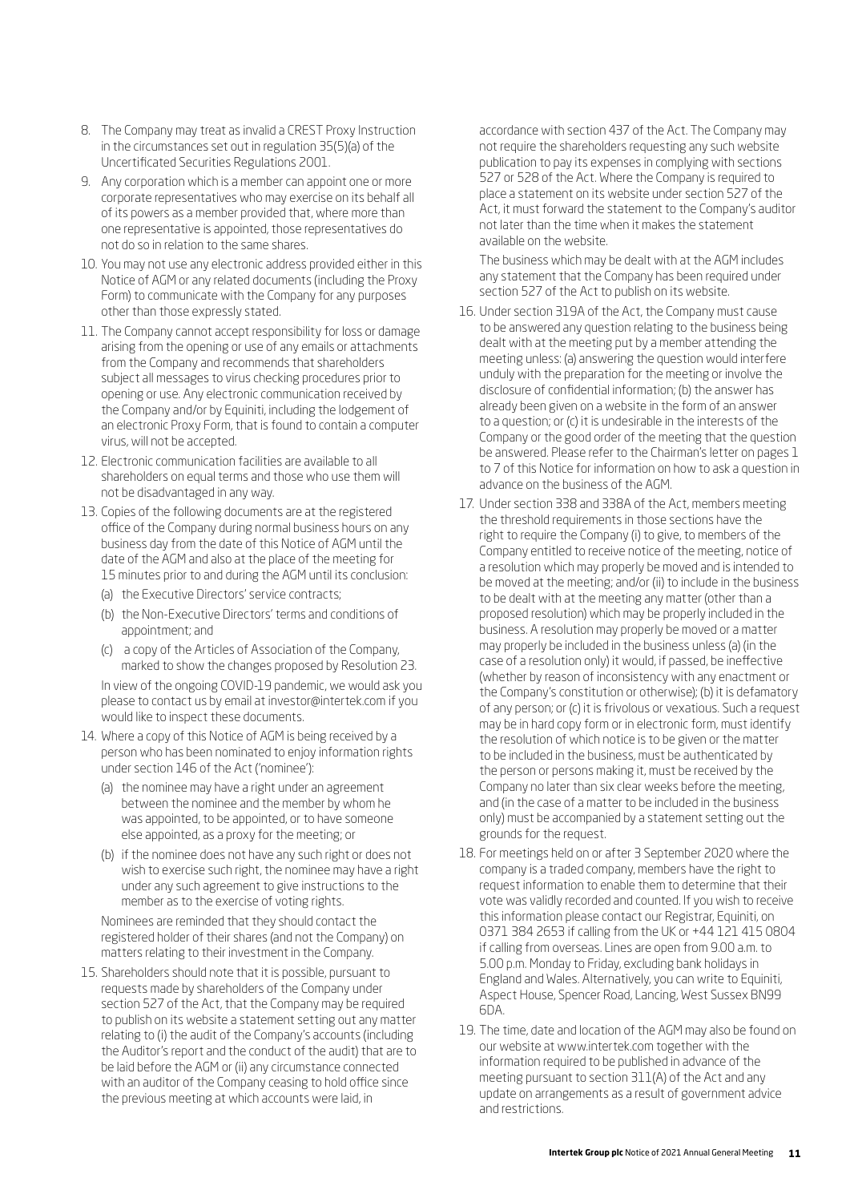8. The Company may treat as invalid a CREST Proxy Instruction in the circumstances set out in regulation 35(5)(a) of the Uncertificated Securities Regulations 2001.
9. Any corporation which is a member can appoint one or more corporate representatives who may exercise on its behalf all of its powers as a member provided that, where more than one representative is appointed, those representatives do not do so in relation to the same shares.
10. You may not use any electronic address provided either in this Notice of AGM or any related documents (including the Proxy Form) to communicate with the Company for any purposes other than those expressly stated.
11. The Company cannot accept responsibility for loss or damage arising from the opening or use of any emails or attachments from the Company and recommends that shareholders subject all messages to virus checking procedures prior to opening or use. Any electronic communication received by the Company and/or by Equiniti, including the lodgement of an electronic Proxy Form, that is found to contain a computer virus, will not be accepted.
12. Electronic communication facilities are available to all shareholders on equal terms and those who use them will not be disadvantaged in any way.
13. Copies of the following documents are at the registered office of the Company during normal business hours on any business day from the date of this Notice of AGM until the date of the AGM and also at the place of the meeting for 15 minutes prior to and during the AGM until its conclusion:
    (a) the Executive Directors' service contracts;
    (b) the Non-Executive Directors' terms and conditions of appointment; and
    (c) a copy of the Articles of Association of the Company, marked to show the changes proposed by Resolution 23.

    In view of the ongoing COVID-19 pandemic, we would ask you please to contact us by email at investor@intertek.com if you would like to inspect these documents.
14. Where a copy of this Notice of AGM is being received by a person who has been nominated to enjoy information rights under section 146 of the Act ('nominee'):
    (a) the nominee may have a right under an agreement between the nominee and the member by whom he was appointed, to be appointed, or to have someone else appointed, as a proxy for the meeting; or
    (b) if the nominee does not have any such right or does not wish to exercise such right, the nominee may have a right under any such agreement to give instructions to the member as to the exercise of voting rights.

    Nominees are reminded that they should contact the registered holder of their shares (and not the Company) on matters relating to their investment in the Company.
15. Shareholders should note that it is possible, pursuant to requests made by shareholders of the Company under section 527 of the Act, that the Company may be required to publish on its website a statement setting out any matter relating to (i) the audit of the Company's accounts (including the Auditor's report and the conduct of the audit) that are to be laid before the AGM or (ii) any circumstance connected with an auditor of the Company ceasing to hold office since the previous meeting at which accounts were laid, in accordance with section 437 of the Act. The Company may not require the shareholders requesting any such website publication to pay its expenses in complying with sections 527 or 528 of the Act. Where the Company is required to place a statement on its website under section 527 of the Act, it must forward the statement to the Company's auditor not later than the time when it makes the statement available on the website.

    The business which may be dealt with at the AGM includes any statement that the Company has been required under section 527 of the Act to publish on its website.
16. Under section 319A of the Act, the Company must cause to be answered any question relating to the business being dealt with at the meeting put by a member attending the meeting unless: (a) answering the question would interfere unduly with the preparation for the meeting or involve the disclosure of confidential information; (b) the answer has already been given on a website in the form of an answer to a question; or (c) it is undesirable in the interests of the Company or the good order of the meeting that the question be answered. Please refer to the Chairman's letter on pages 1 to 7 of this Notice for information on how to ask a question in advance on the business of the AGM.
17. Under section 338 and 338A of the Act, members meeting the threshold requirements in those sections have the right to require the Company (i) to give, to members of the Company entitled to receive notice of the meeting, notice of a resolution which may properly be moved and is intended to be moved at the meeting; and/or (ii) to include in the business to be dealt with at the meeting any matter (other than a proposed resolution) which may be properly included in the business. A resolution may properly be moved or a matter may properly be included in the business unless (a) (in the case of a resolution only) it would, if passed, be ineffective (whether by reason of inconsistency with any enactment or the Company's constitution or otherwise); (b) it is defamatory of any person; or (c) it is frivolous or vexatious. Such a request may be in hard copy form or in electronic form, must identify the resolution of which notice is to be given or the matter to be included in the business, must be authenticated by the person or persons making it, must be received by the Company no later than six clear weeks before the meeting, and (in the case of a matter to be included in the business only) must be accompanied by a statement setting out the grounds for the request.
18. For meetings held on or after 3 September 2020 where the company is a traded company, members have the right to request information to enable them to determine that their vote was validly recorded and counted. If you wish to receive this information please contact our Registrar, Equiniti, on 0371 384 2653 if calling from the UK or +44 121 415 0804 if calling from overseas. Lines are open from 9.00 a.m. to 5.00 p.m. Monday to Friday, excluding bank holidays in England and Wales. Alternatively, you can write to Equiniti, Aspect House, Spencer Road, Lancing, West Sussex BN99 6DA.
19. The time, date and location of the AGM may also be found on our website at www.intertek.com together with the information required to be published in advance of the meeting pursuant to section 311(A) of the Act and any update on arrangements as a result of government advice and restrictions.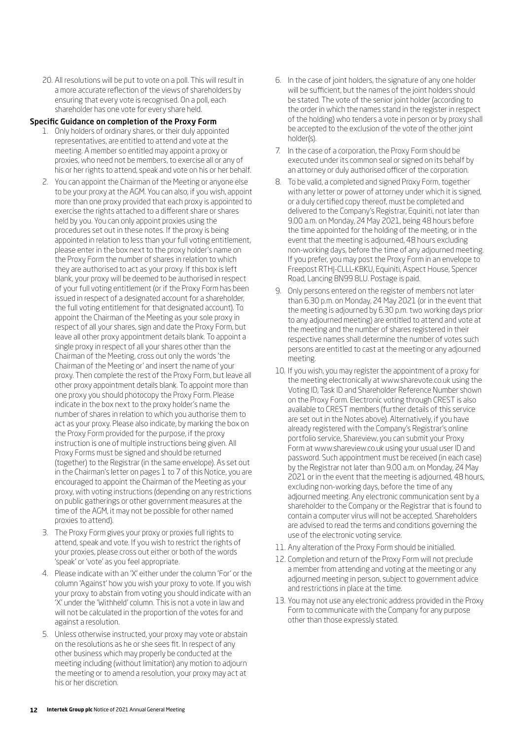20. All resolutions will be put to vote on a poll. This will result in a more accurate reflection of the views of shareholders by ensuring that every vote is recognised. On a poll, each shareholder has one vote for every share held.

### Specific Guidance on completion of the Proxy Form

1. Only holders of ordinary shares, or their duly appointed representatives, are entitled to attend and vote at the meeting. A member so entitled may appoint a proxy or proxies, who need not be members, to exercise all or any of his or her rights to attend, speak and vote on his or her behalf.
2. You can appoint the Chairman of the Meeting or anyone else to be your proxy at the AGM. You can also, if you wish, appoint more than one proxy provided that each proxy is appointed to exercise the rights attached to a different share or shares held by you. You can only appoint proxies using the procedures set out in these notes. If the proxy is being appointed in relation to less than your full voting entitlement, please enter in the box next to the proxy holder's name on the Proxy Form the number of shares in relation to which they are authorised to act as your proxy. If this box is left blank, your proxy will be deemed to be authorised in respect of your full voting entitlement (or if the Proxy Form has been issued in respect of a designated account for a shareholder, the full voting entitlement for that designated account). To appoint the Chairman of the Meeting as your sole proxy in respect of all your shares, sign and date the Proxy Form, but leave all other proxy appointment details blank. To appoint a single proxy in respect of all your shares other than the Chairman of the Meeting, cross out only the words 'the Chairman of the Meeting or' and insert the name of your proxy. Then complete the rest of the Proxy Form, but leave all other proxy appointment details blank. To appoint more than one proxy you should photocopy the Proxy Form. Please indicate in the box next to the proxy holder's name the number of shares in relation to which you authorise them to act as your proxy. Please also indicate, by marking the box on the Proxy Form provided for the purpose, if the proxy instruction is one of multiple instructions being given. All Proxy Forms must be signed and should be returned (together) to the Registrar (in the same envelope). As set out in the Chairman's letter on pages 1 to 7 of this Notice, you are encouraged to appoint the Chairman of the Meeting as your proxy, with voting instructions (depending on any restrictions on public gatherings or other government measures at the time of the AGM, it may not be possible for other named proxies to attend).
3. The Proxy Form gives your proxy or proxies full rights to attend, speak and vote. If you wish to restrict the rights of your proxies, please cross out either or both of the words 'speak' or 'vote' as you feel appropriate.
4. Please indicate with an 'X' either under the column 'For' or the column 'Against' how you wish your proxy to vote. If you wish your proxy to abstain from voting you should indicate with an 'X' under the 'Withheld' column. This is not a vote in law and will not be calculated in the proportion of the votes for and against a resolution.
5. Unless otherwise instructed, your proxy may vote or abstain on the resolutions as he or she sees fit. In respect of any other business which may properly be conducted at the meeting including (without limitation) any motion to adjourn the meeting or to amend a resolution, your proxy may act at his or her discretion.
6. In the case of joint holders, the signature of any one holder will be sufficient, but the names of the joint holders should be stated. The vote of the senior joint holder (according to the order in which the names stand in the register in respect of the holding) who tenders a vote in person or by proxy shall be accepted to the exclusion of the vote of the other joint holder(s).
7. In the case of a corporation, the Proxy Form should be executed under its common seal or signed on its behalf by an attorney or duly authorised officer of the corporation.
8. To be valid, a completed and signed Proxy Form, together with any letter or power of attorney under which it is signed, or a duly certified copy thereof, must be completed and delivered to the Company's Registrar, Equiniti, not later than 9.00 a.m. on Monday, 24 May 2021, being 48 hours before the time appointed for the holding of the meeting, or in the event that the meeting is adjourned, 48 hours excluding non-working days, before the time of any adjourned meeting. If you prefer, you may post the Proxy Form in an envelope to Freepost RTHJ-CLLL-KBKU, Equiniti, Aspect House, Spencer Road, Lancing BN99 8LU. Postage is paid.
9. Only persons entered on the register of members not later than 6.30 p.m. on Monday, 24 May 2021 (or in the event that the meeting is adjourned by 6.30 p.m. two working days prior to any adjourned meeting) are entitled to attend and vote at the meeting and the number of shares registered in their respective names shall determine the number of votes such persons are entitled to cast at the meeting or any adjourned meeting.
10. If you wish, you may register the appointment of a proxy for the meeting electronically at www.sharevote.co.uk using the Voting ID, Task ID and Shareholder Reference Number shown on the Proxy Form. Electronic voting through CREST is also available to CREST members (further details of this service are set out in the Notes above). Alternatively, if you have already registered with the Company's Registrar's online portfolio service, Shareview, you can submit your Proxy Form at www.shareview.co.uk using your usual user ID and password. Such appointment must be received (in each case) by the Registrar not later than 9.00 a.m. on Monday, 24 May 2021 or in the event that the meeting is adjourned, 48 hours, excluding non-working days, before the time of any adjourned meeting. Any electronic communication sent by a shareholder to the Company or the Registrar that is found to contain a computer virus will not be accepted. Shareholders are advised to read the terms and conditions governing the use of the electronic voting service.
11. Any alteration of the Proxy Form should be initialled.
12. Completion and return of the Proxy Form will not preclude a member from attending and voting at the meeting or any adjourned meeting in person, subject to government advice and restrictions in place at the time.
13. You may not use any electronic address provided in the Proxy Form to communicate with the Company for any purpose other than those expressly stated.